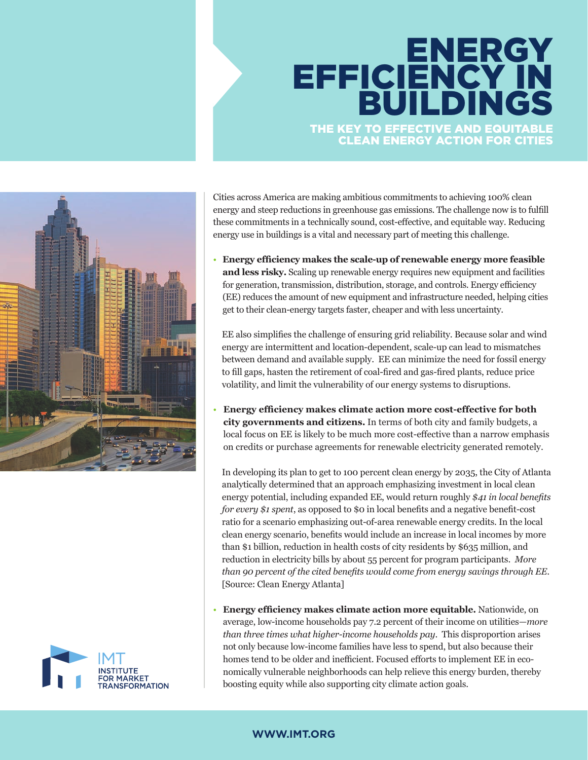# ENERGY EFFICIENCY IN BUILDINGS

## THE KEY TO EFFECTIVE AND EQUITABLE CLEAN ENERGY ACTION FOR CITIES

Cities across America are making ambitious commitments to achieving 100% clean energy and steep reductions in greenhouse gas emissions. The challenge now is to fulfill these commitments in a technically sound, cost-effective, and equitable way. Reducing energy use in buildings is a vital and necessary part of meeting this challenge.

- **Energy efficiency makes the scale-up of renewable energy more feasible and less risky.** Scaling up renewable energy requires new equipment and facilities for generation, transmission, distribution, storage, and controls. Energy efficiency (EE) reduces the amount of new equipment and infrastructure needed, helping cities get to their clean-energy targets faster, cheaper and with less uncertainty.

  EE also simplifies the challenge of ensuring grid reliability. Because solar and wind energy are intermittent and location-dependent, scale-up can lead to mismatches between demand and available supply. EE can minimize the need for fossil energy to fill gaps, hasten the retirement of coal-fired and gas-fired plants, reduce price volatility, and limit the vulnerability of our energy systems to disruptions.

- **Energy efficiency makes climate action more cost-effective for both city governments and citizens.** In terms of both city and family budgets, a local focus on EE is likely to be much more cost-effective than a narrow emphasis on credits or purchase agreements for renewable electricity generated remotely.

  In developing its plan to get to 100 percent clean energy by 2035, the City of Atlanta analytically determined that an approach emphasizing investment in local clean energy potential, including expanded EE, would return roughly *$41 in local benefits for every $1 spent*, as opposed to $0 in local benefits and a negative benefit-cost ratio for a scenario emphasizing out-of-area renewable energy credits. In the local clean energy scenario, benefits would include an increase in local incomes by more than $1 billion, reduction in health costs of city residents by $635 million, and reduction in electricity bills by about 55 percent for program participants. *More than 90 percent of the cited benefits would come from energy savings through EE.* [Source: Clean Energy Atlanta]

- **Energy efficiency makes climate action more equitable.** Nationwide, on average, low-income households pay 7.2 percent of their income on utilities—*more than three times what higher-income households pay*. This disproportion arises not only because low-income families have less to spend, but also because their homes tend to be older and inefficient. Focused efforts to implement EE in economically vulnerable neighborhoods can help relieve this energy burden, thereby boosting equity while also supporting city climate action goals.

IMT
INSTITUTE FOR MARKET TRANSFORMATION

WWW.IMT.ORG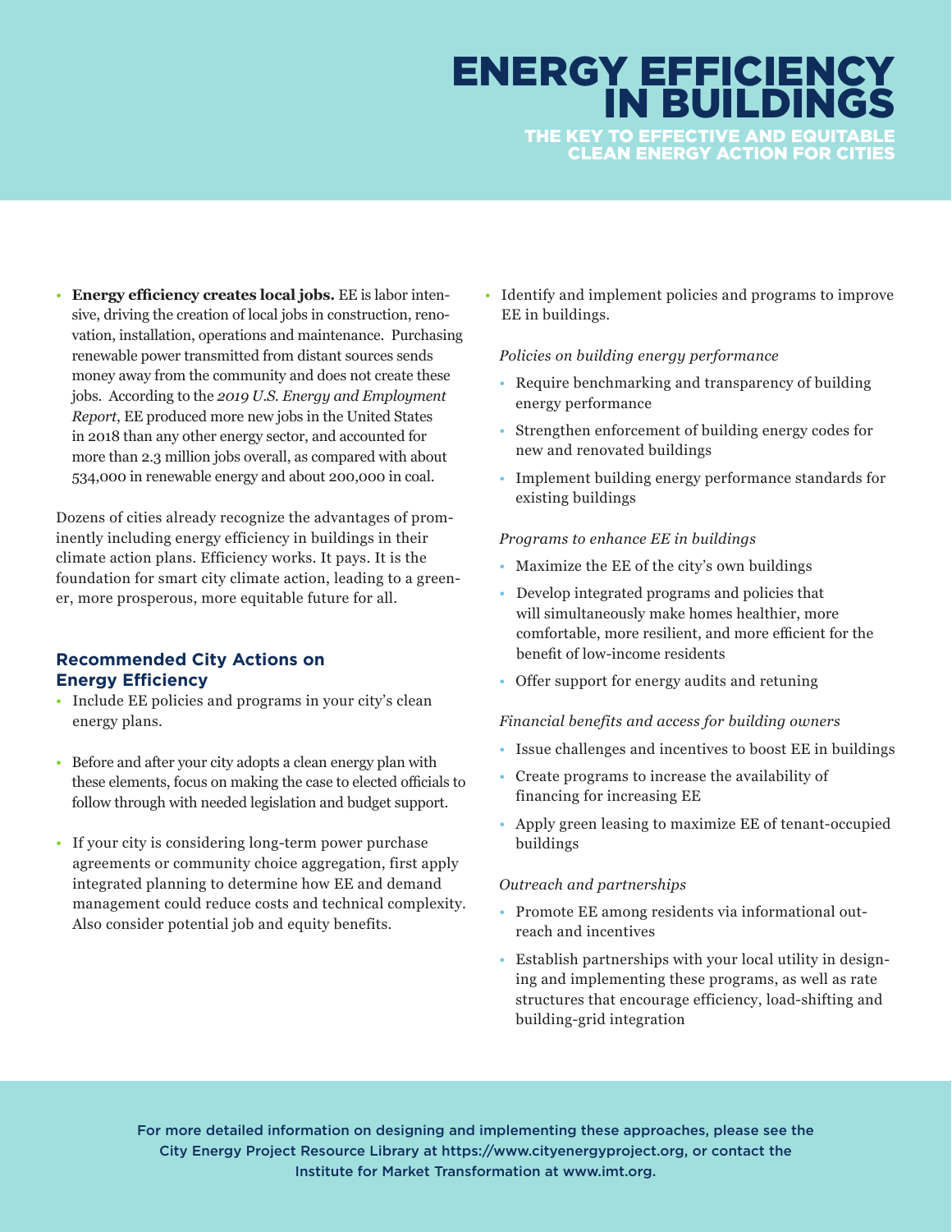# ENERGY EFFICIENCY IN BUILDINGS

## THE KEY TO EFFECTIVE AND EQUITABLE CLEAN ENERGY ACTION FOR CITIES

- **Energy efficiency creates local jobs.** EE is labor intensive, driving the creation of local jobs in construction, renovation, installation, operations and maintenance. Purchasing renewable power transmitted from distant sources sends money away from the community and does not create these jobs. According to the *2019 U.S. Energy and Employment Report*, EE produced more new jobs in the United States in 2018 than any other energy sector, and accounted for more than 2.3 million jobs overall, as compared with about 534,000 in renewable energy and about 200,000 in coal.

Dozens of cities already recognize the advantages of prominently including energy efficiency in buildings in their climate action plans. Efficiency works. It pays. It is the foundation for smart city climate action, leading to a greener, more prosperous, more equitable future for all.

### Recommended City Actions on Energy Efficiency

- Include EE policies and programs in your city's clean energy plans.
- Before and after your city adopts a clean energy plan with these elements, focus on making the case to elected officials to follow through with needed legislation and budget support.
- If your city is considering long-term power purchase agreements or community choice aggregation, first apply integrated planning to determine how EE and demand management could reduce costs and technical complexity. Also consider potential job and equity benefits.
- Identify and implement policies and programs to improve EE in buildings.

*Policies on building energy performance*

- Require benchmarking and transparency of building energy performance
- Strengthen enforcement of building energy codes for new and renovated buildings
- Implement building energy performance standards for existing buildings

*Programs to enhance EE in buildings*

- Maximize the EE of the city's own buildings
- Develop integrated programs and policies that will simultaneously make homes healthier, more comfortable, more resilient, and more efficient for the benefit of low-income residents
- Offer support for energy audits and retuning

*Financial benefits and access for building owners*

- Issue challenges and incentives to boost EE in buildings
- Create programs to increase the availability of financing for increasing EE
- Apply green leasing to maximize EE of tenant-occupied buildings

*Outreach and partnerships*

- Promote EE among residents via informational outreach and incentives
- Establish partnerships with your local utility in designing and implementing these programs, as well as rate structures that encourage efficiency, load-shifting and building-grid integration

For more detailed information on designing and implementing these approaches, please see the City Energy Project Resource Library at https://www.cityenergyproject.org, or contact the Institute for Market Transformation at www.imt.org.